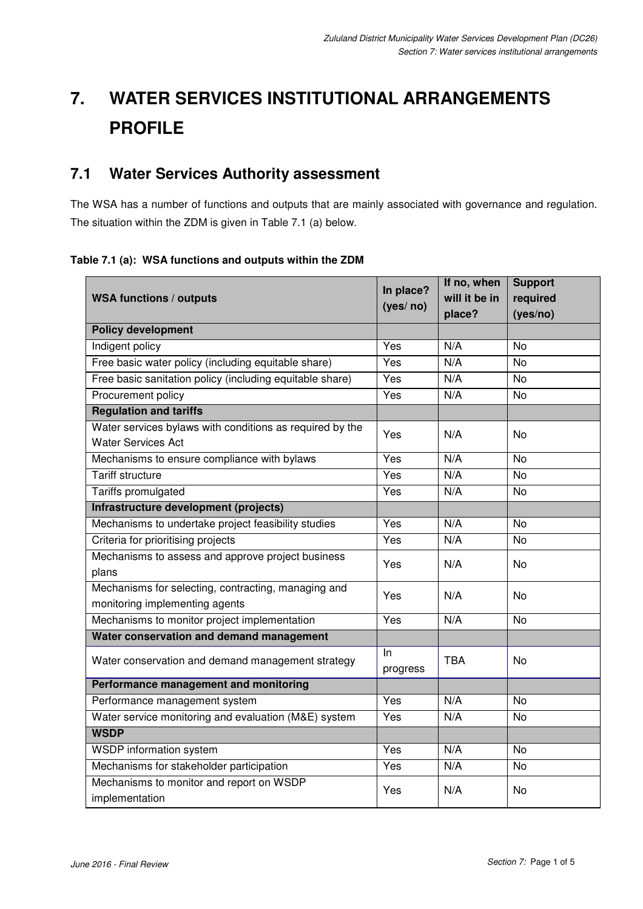# 7. WATER SERVICES INSTITUTIONAL ARRANGEMENTS PROFILE

## 7.1 Water Services Authority assessment

The WSA has a number of functions and outputs that are mainly associated with governance and regulation. The situation within the ZDM is given in Table 7.1 (a) below.

**Table 7.1 (a): WSA functions and outputs within the ZDM**

| WSA functions / outputs | In place? (yes/ no) | If no, when will it be in place? | Support required (yes/no) |
|---|---|---|---|
| **Policy development** | | | |
| Indigent policy | Yes | N/A | No |
| Free basic water policy (including equitable share) | Yes | N/A | No |
| Free basic sanitation policy (including equitable share) | Yes | N/A | No |
| Procurement policy | Yes | N/A | No |
| **Regulation and tariffs** | | | |
| Water services bylaws with conditions as required by the Water Services Act | Yes | N/A | No |
| Mechanisms to ensure compliance with bylaws | Yes | N/A | No |
| Tariff structure | Yes | N/A | No |
| Tariffs promulgated | Yes | N/A | No |
| **Infrastructure development (projects)** | | | |
| Mechanisms to undertake project feasibility studies | Yes | N/A | No |
| Criteria for prioritising projects | Yes | N/A | No |
| Mechanisms to assess and approve project business plans | Yes | N/A | No |
| Mechanisms for selecting, contracting, managing and monitoring implementing agents | Yes | N/A | No |
| Mechanisms to monitor project implementation | Yes | N/A | No |
| **Water conservation and demand management** | | | |
| Water conservation and demand management strategy | In progress | TBA | No |
| **Performance management and monitoring** | | | |
| Performance management system | Yes | N/A | No |
| Water service monitoring and evaluation (M&E) system | Yes | N/A | No |
| **WSDP** | | | |
| WSDP information system | Yes | N/A | No |
| Mechanisms for stakeholder participation | Yes | N/A | No |
| Mechanisms to monitor and report on WSDP implementation | Yes | N/A | No |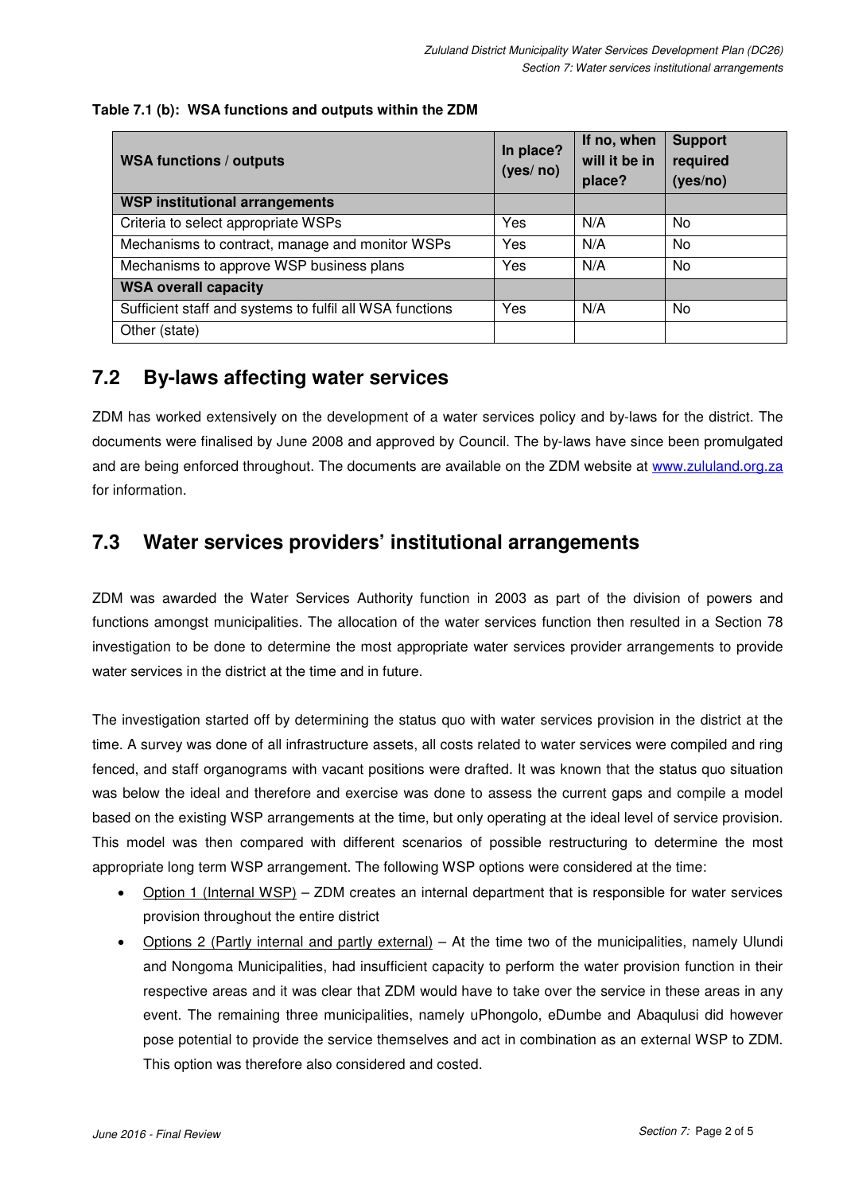**Table 7.1 (b): WSA functions and outputs within the ZDM**

| WSA functions / outputs | In place? (yes/ no) | If no, when will it be in place? | Support required (yes/no) |
|---|---|---|---|
| **WSP institutional arrangements** | | | |
| Criteria to select appropriate WSPs | Yes | N/A | No |
| Mechanisms to contract, manage and monitor WSPs | Yes | N/A | No |
| Mechanisms to approve WSP business plans | Yes | N/A | No |
| **WSA overall capacity** | | | |
| Sufficient staff and systems to fulfil all WSA functions | Yes | N/A | No |
| Other (state) | | | |

## 7.2 By-laws affecting water services

ZDM has worked extensively on the development of a water services policy and by-laws for the district. The documents were finalised by June 2008 and approved by Council. The by-laws have since been promulgated and are being enforced throughout. The documents are available on the ZDM website at www.zululand.org.za for information.

## 7.3 Water services providers' institutional arrangements

ZDM was awarded the Water Services Authority function in 2003 as part of the division of powers and functions amongst municipalities. The allocation of the water services function then resulted in a Section 78 investigation to be done to determine the most appropriate water services provider arrangements to provide water services in the district at the time and in future.

The investigation started off by determining the status quo with water services provision in the district at the time. A survey was done of all infrastructure assets, all costs related to water services were compiled and ring fenced, and staff organograms with vacant positions were drafted. It was known that the status quo situation was below the ideal and therefore and exercise was done to assess the current gaps and compile a model based on the existing WSP arrangements at the time, but only operating at the ideal level of service provision. This model was then compared with different scenarios of possible restructuring to determine the most appropriate long term WSP arrangement. The following WSP options were considered at the time:

- Option 1 (Internal WSP) – ZDM creates an internal department that is responsible for water services provision throughout the entire district
- Options 2 (Partly internal and partly external) – At the time two of the municipalities, namely Ulundi and Nongoma Municipalities, had insufficient capacity to perform the water provision function in their respective areas and it was clear that ZDM would have to take over the service in these areas in any event. The remaining three municipalities, namely uPhongolo, eDumbe and Abaqulusi did however pose potential to provide the service themselves and act in combination as an external WSP to ZDM. This option was therefore also considered and costed.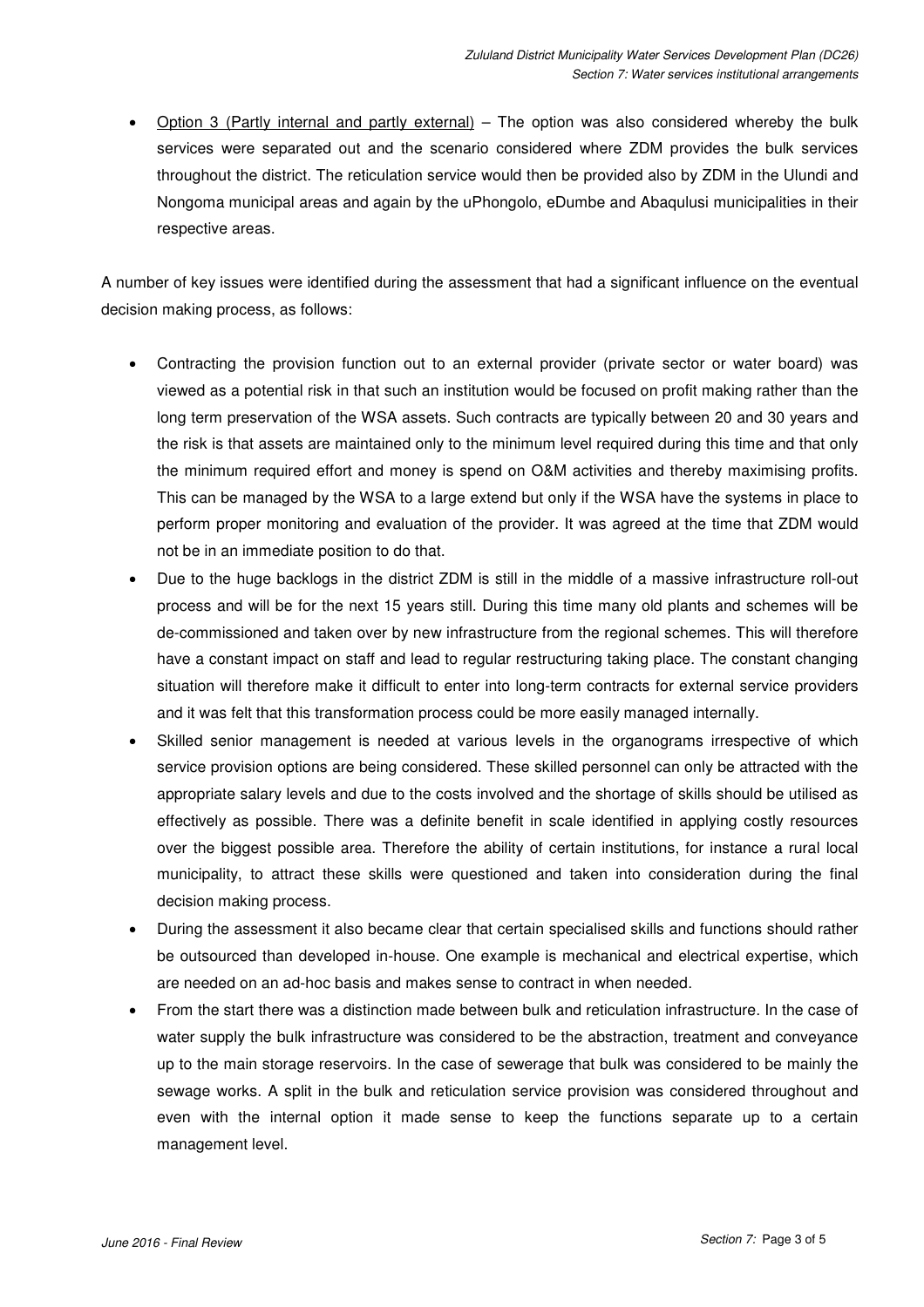- Option 3 (Partly internal and partly external) – The option was also considered whereby the bulk services were separated out and the scenario considered where ZDM provides the bulk services throughout the district. The reticulation service would then be provided also by ZDM in the Ulundi and Nongoma municipal areas and again by the uPhongolo, eDumbe and Abaqulusi municipalities in their respective areas.

A number of key issues were identified during the assessment that had a significant influence on the eventual decision making process, as follows:

- Contracting the provision function out to an external provider (private sector or water board) was viewed as a potential risk in that such an institution would be focused on profit making rather than the long term preservation of the WSA assets. Such contracts are typically between 20 and 30 years and the risk is that assets are maintained only to the minimum level required during this time and that only the minimum required effort and money is spend on O&M activities and thereby maximising profits. This can be managed by the WSA to a large extend but only if the WSA have the systems in place to perform proper monitoring and evaluation of the provider. It was agreed at the time that ZDM would not be in an immediate position to do that.
- Due to the huge backlogs in the district ZDM is still in the middle of a massive infrastructure roll-out process and will be for the next 15 years still. During this time many old plants and schemes will be de-commissioned and taken over by new infrastructure from the regional schemes. This will therefore have a constant impact on staff and lead to regular restructuring taking place. The constant changing situation will therefore make it difficult to enter into long-term contracts for external service providers and it was felt that this transformation process could be more easily managed internally.
- Skilled senior management is needed at various levels in the organograms irrespective of which service provision options are being considered. These skilled personnel can only be attracted with the appropriate salary levels and due to the costs involved and the shortage of skills should be utilised as effectively as possible. There was a definite benefit in scale identified in applying costly resources over the biggest possible area. Therefore the ability of certain institutions, for instance a rural local municipality, to attract these skills were questioned and taken into consideration during the final decision making process.
- During the assessment it also became clear that certain specialised skills and functions should rather be outsourced than developed in-house. One example is mechanical and electrical expertise, which are needed on an ad-hoc basis and makes sense to contract in when needed.
- From the start there was a distinction made between bulk and reticulation infrastructure. In the case of water supply the bulk infrastructure was considered to be the abstraction, treatment and conveyance up to the main storage reservoirs. In the case of sewerage that bulk was considered to be mainly the sewage works. A split in the bulk and reticulation service provision was considered throughout and even with the internal option it made sense to keep the functions separate up to a certain management level.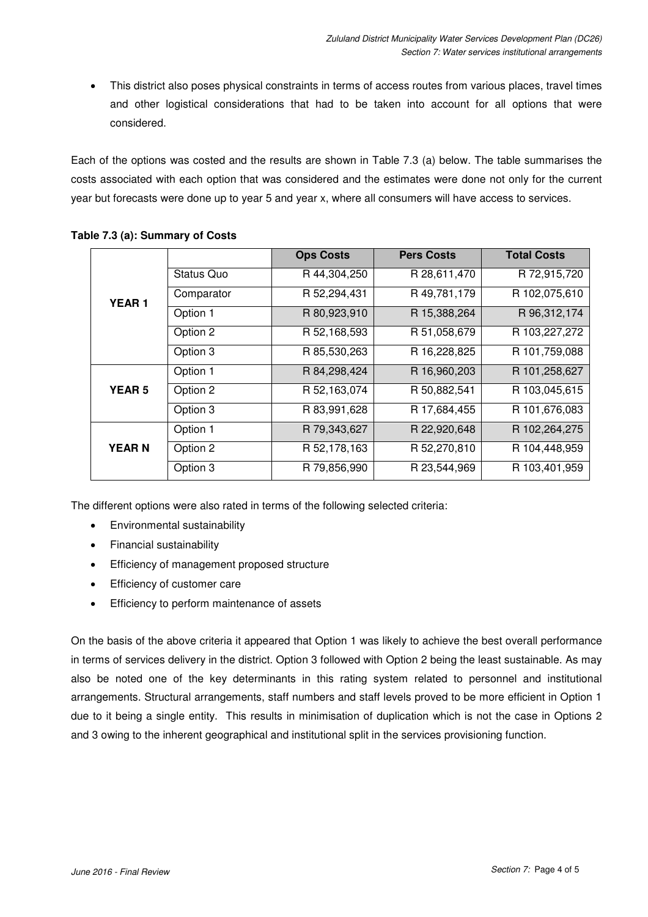- This district also poses physical constraints in terms of access routes from various places, travel times and other logistical considerations that had to be taken into account for all options that were considered.

Each of the options was costed and the results are shown in Table 7.3 (a) below. The table summarises the costs associated with each option that was considered and the estimates were done not only for the current year but forecasts were done up to year 5 and year x, where all consumers will have access to services.

**Table 7.3 (a): Summary of Costs**

| | | Ops Costs | Pers Costs | Total Costs |
|---|---|---|---|---|
| **YEAR 1** | Status Quo | R 44,304,250 | R 28,611,470 | R 72,915,720 |
| | Comparator | R 52,294,431 | R 49,781,179 | R 102,075,610 |
| | Option 1 | R 80,923,910 | R 15,388,264 | R 96,312,174 |
| | Option 2 | R 52,168,593 | R 51,058,679 | R 103,227,272 |
| | Option 3 | R 85,530,263 | R 16,228,825 | R 101,759,088 |
| **YEAR 5** | Option 1 | R 84,298,424 | R 16,960,203 | R 101,258,627 |
| | Option 2 | R 52,163,074 | R 50,882,541 | R 103,045,615 |
| | Option 3 | R 83,991,628 | R 17,684,455 | R 101,676,083 |
| **YEAR N** | Option 1 | R 79,343,627 | R 22,920,648 | R 102,264,275 |
| | Option 2 | R 52,178,163 | R 52,270,810 | R 104,448,959 |
| | Option 3 | R 79,856,990 | R 23,544,969 | R 103,401,959 |

The different options were also rated in terms of the following selected criteria:

- Environmental sustainability
- Financial sustainability
- Efficiency of management proposed structure
- Efficiency of customer care
- Efficiency to perform maintenance of assets

On the basis of the above criteria it appeared that Option 1 was likely to achieve the best overall performance in terms of services delivery in the district. Option 3 followed with Option 2 being the least sustainable. As may also be noted one of the key determinants in this rating system related to personnel and institutional arrangements. Structural arrangements, staff numbers and staff levels proved to be more efficient in Option 1 due to it being a single entity. This results in minimisation of duplication which is not the case in Options 2 and 3 owing to the inherent geographical and institutional split in the services provisioning function.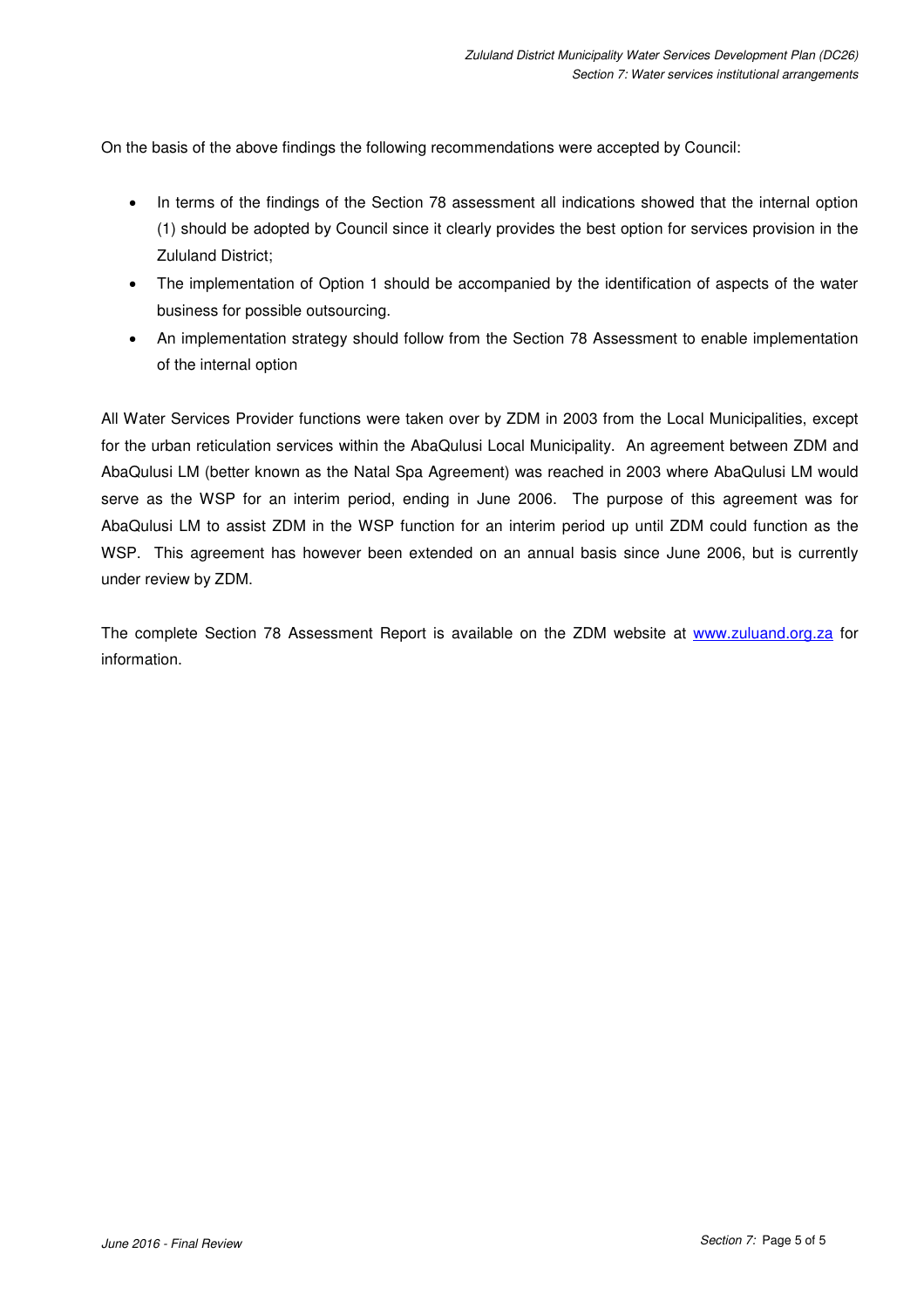On the basis of the above findings the following recommendations were accepted by Council:

- In terms of the findings of the Section 78 assessment all indications showed that the internal option (1) should be adopted by Council since it clearly provides the best option for services provision in the Zululand District;
- The implementation of Option 1 should be accompanied by the identification of aspects of the water business for possible outsourcing.
- An implementation strategy should follow from the Section 78 Assessment to enable implementation of the internal option

All Water Services Provider functions were taken over by ZDM in 2003 from the Local Municipalities, except for the urban reticulation services within the AbaQulusi Local Municipality. An agreement between ZDM and AbaQulusi LM (better known as the Natal Spa Agreement) was reached in 2003 where AbaQulusi LM would serve as the WSP for an interim period, ending in June 2006. The purpose of this agreement was for AbaQulusi LM to assist ZDM in the WSP function for an interim period up until ZDM could function as the WSP. This agreement has however been extended on an annual basis since June 2006, but is currently under review by ZDM.

The complete Section 78 Assessment Report is available on the ZDM website at [www.zuluand.org.za](www.zuluand.org.za) for information.